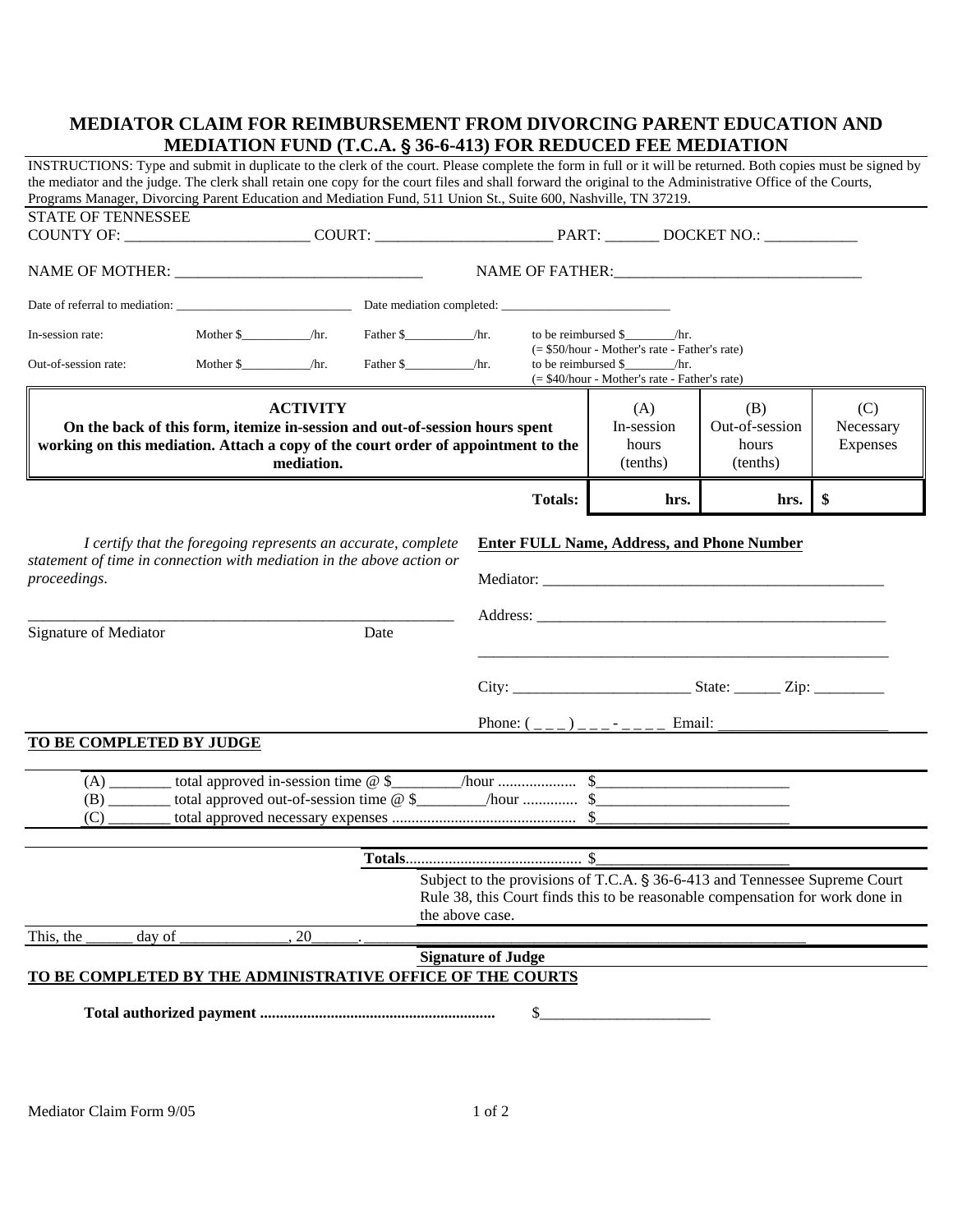# MEDIATOR CLAIM FOR REIMBURSEMENT FROM DIVORCING PARENT EDUCATION AND MEDIATION FUND (T.C.A. § 36-6-413) FOR REDUCED FEE MEDIATION

INSTRUCTIONS: Type and submit in duplicate to the clerk of the court. Please complete the form in full or it will be returned. Both copies must be signed by the mediator and the judge. The clerk shall retain one copy for the court files and shall forward the original to the Administrative Office of the Courts, Programs Manager, Divorcing Parent Education and Mediation Fund, 511 Union St., Suite 600, Nashville, TN 37219.

STATE OF TENNESSEE
COUNTY OF: ________________________ COURT: _______________________ PART: _______ DOCKET NO.: ____________

NAME OF MOTHER: _________________________________ NAME OF FATHER:________________________________

Date of referral to mediation: _____________________________ Date mediation completed: ___________________________

In-session rate: Mother $___________/hr. Father $___________/hr. to be reimbursed $________/hr.
(= $50/hour - Mother's rate - Father's rate)

Out-of-session rate: Mother $___________/hr. Father $___________/hr. to be reimbursed $________/hr.
(= $40/hour - Mother's rate - Father's rate)

| **ACTIVITY**<br>**On the back of this form, itemize in-session and out-of-session hours spent working on this mediation. Attach a copy of the court order of appointment to the mediation.** | (A)<br>In-session hours (tenths) | (B)<br>Out-of-session hours (tenths) | (C)<br>Necessary Expenses |
|---|---|---|---|
| **Totals:** | **hrs.** | **hrs.** | **$** |

*I certify that the foregoing represents an accurate, complete statement of time in connection with mediation in the above action or proceedings.*

________________________________________________________
Signature of Mediator Date

**Enter FULL Name, Address, and Phone Number**

Mediator: _____________________________________________

Address: ______________________________________________

_______________________________________________________

City: _______________________ State: ______ Zip: _________

Phone: ( _ _ _ ) _ _ _ - _ _ _ _ Email: _____________________

**TO BE COMPLETED BY JUDGE**

(A) ________ total approved in-session time @ $________/hour .................... $_________________________
(B) ________ total approved out-of-session time @ $________/hour ............. $_________________________
(C) ________ total approved necessary expenses .............................................. $_________________________

**Totals**............................................ $_________________________

Subject to the provisions of T.C.A. § 36-6-413 and Tennessee Supreme Court Rule 38, this Court finds this to be reasonable compensation for work done in the above case.

This, the ______ day of ______________, 20______. ________________________________________________

**Signature of Judge**

**TO BE COMPLETED BY THE ADMINISTRATIVE OFFICE OF THE COURTS**

**Total authorized payment ...........................................................** $______________________

Mediator Claim Form 9/05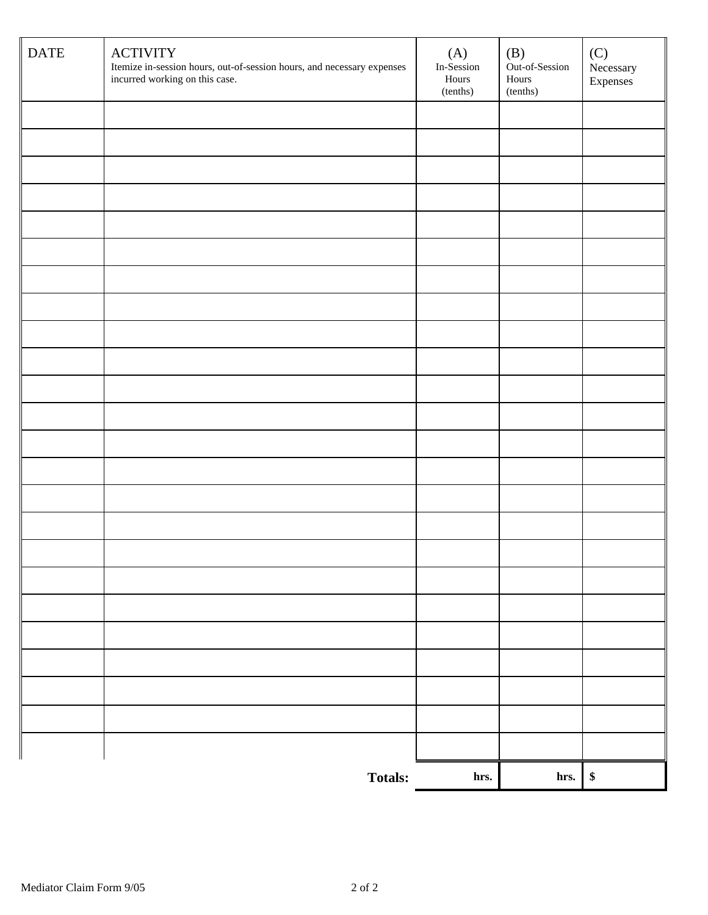| DATE | ACTIVITY<br>Itemize in-session hours, out-of-session hours, and necessary expenses incurred working on this case. | (A)<br>In-Session Hours (tenths) | (B)<br>Out-of-Session Hours (tenths) | (C)<br>Necessary Expenses |
|---|---|---|---|---|
| | | | | |
| | | | | |
| | | | | |
| | | | | |
| | | | | |
| | | | | |
| | | | | |
| | | | | |
| | | | | |
| | | | | |
| | | | | |
| | | | | |
| | | | | |
| | | | | |
| | | | | |
| | | | | |
| | | | | |
| | | | | |
| | | | | |
| | | | | |
| | | | | |
| | | | | |
| | | | | |
| | | | | |
| | **Totals:** | **hrs.** | **hrs.** | **$** |

Mediator Claim Form 9/05